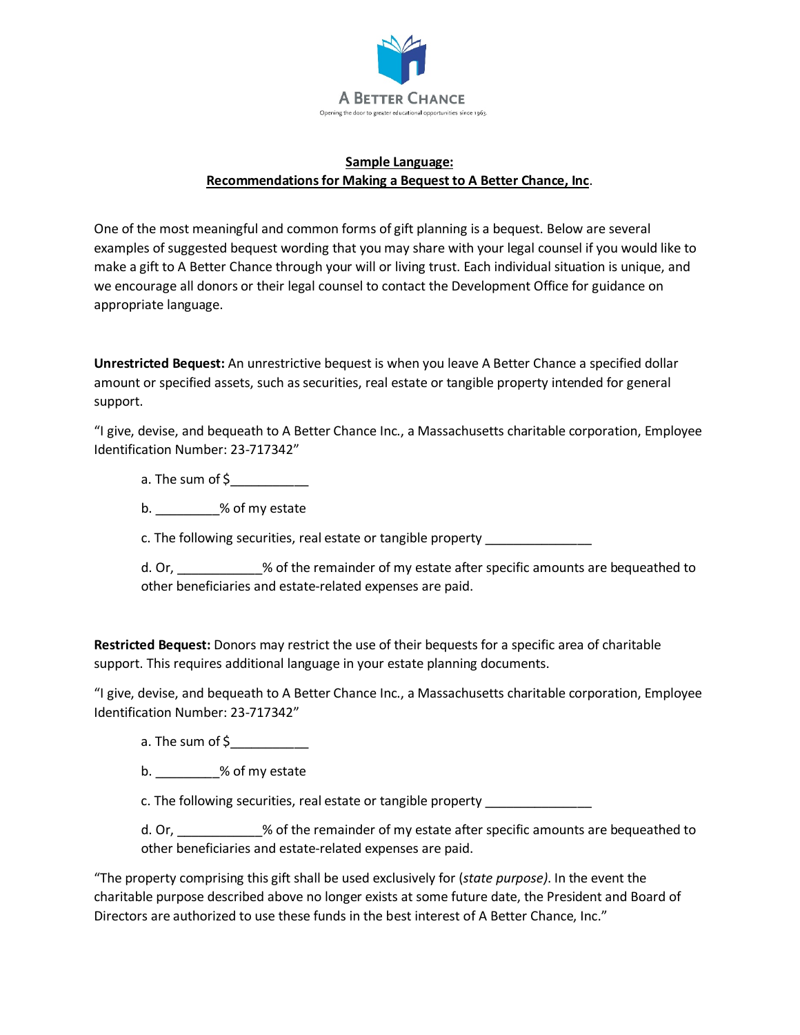A BETTER CHANCE

Opening the door to greater educational opportunities since 1963.

## Sample Language: Recommendations for Making a Bequest to A Better Chance, Inc.

One of the most meaningful and common forms of gift planning is a bequest. Below are several examples of suggested bequest wording that you may share with your legal counsel if you would like to make a gift to A Better Chance through your will or living trust. Each individual situation is unique, and we encourage all donors or their legal counsel to contact the Development Office for guidance on appropriate language.

**Unrestricted Bequest:** An unrestrictive bequest is when you leave A Better Chance a specified dollar amount or specified assets, such as securities, real estate or tangible property intended for general support.

"I give, devise, and bequeath to A Better Chance Inc., a Massachusetts charitable corporation, Employee Identification Number: 23-717342"

a. The sum of $___________

b. _________% of my estate

c. The following securities, real estate or tangible property _______________

d. Or, ____________% of the remainder of my estate after specific amounts are bequeathed to other beneficiaries and estate-related expenses are paid.

**Restricted Bequest:** Donors may restrict the use of their bequests for a specific area of charitable support. This requires additional language in your estate planning documents.

"I give, devise, and bequeath to A Better Chance Inc., a Massachusetts charitable corporation, Employee Identification Number: 23-717342"

a. The sum of $___________

b. _________% of my estate

c. The following securities, real estate or tangible property _______________

d. Or, ____________% of the remainder of my estate after specific amounts are bequeathed to other beneficiaries and estate-related expenses are paid.

"The property comprising this gift shall be used exclusively for (*state purpose*). In the event the charitable purpose described above no longer exists at some future date, the President and Board of Directors are authorized to use these funds in the best interest of A Better Chance, Inc."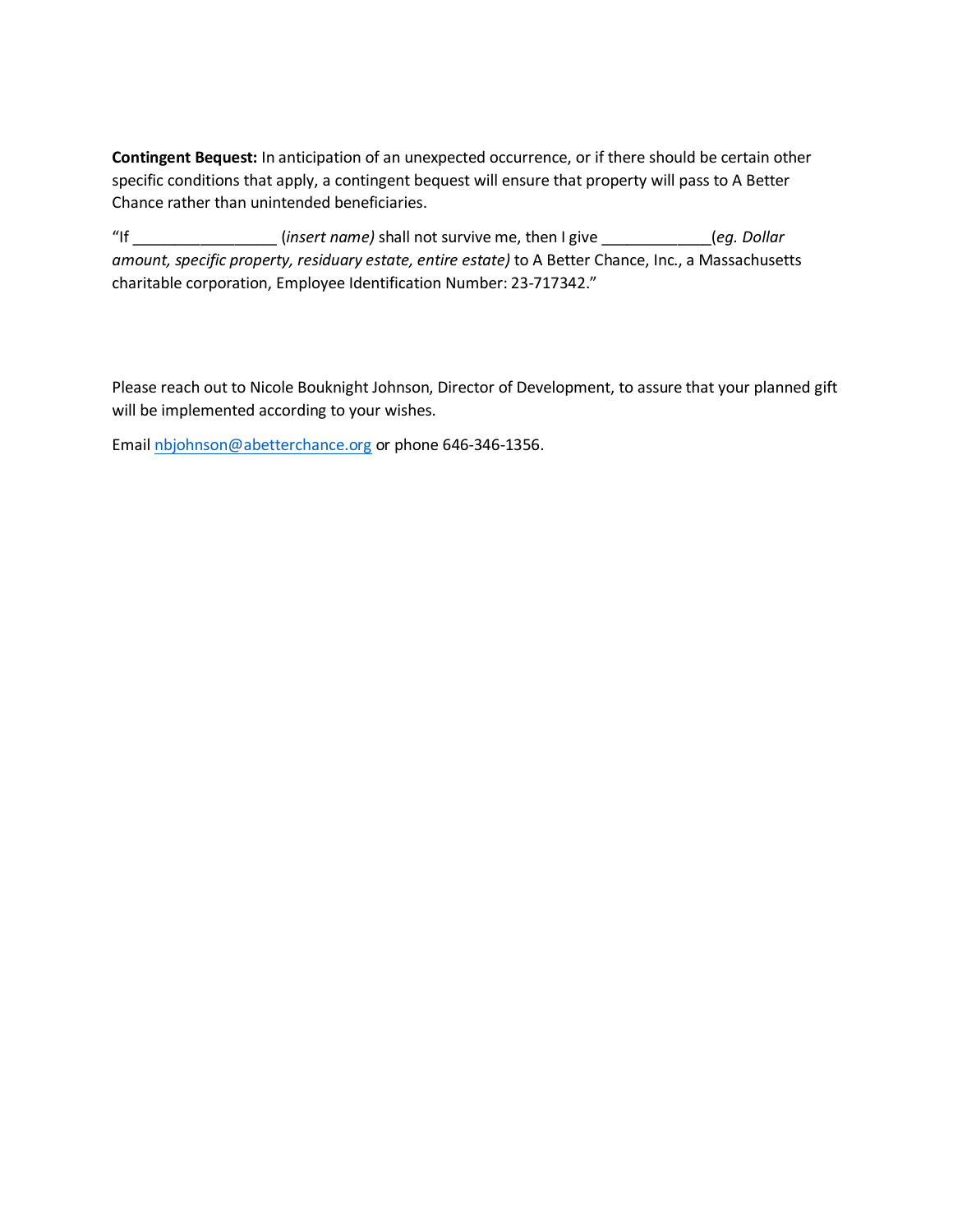**Contingent Bequest:** In anticipation of an unexpected occurrence, or if there should be certain other specific conditions that apply, a contingent bequest will ensure that property will pass to A Better Chance rather than unintended beneficiaries.

"If ________________ (*insert name)* shall not survive me, then I give ____________(*eg. Dollar amount, specific property, residuary estate, entire estate)* to A Better Chance, Inc., a Massachusetts charitable corporation, Employee Identification Number: 23-717342."

Please reach out to Nicole Bouknight Johnson, Director of Development, to assure that your planned gift will be implemented according to your wishes.

Email nbjohnson@abetterchance.org or phone 646-346-1356.